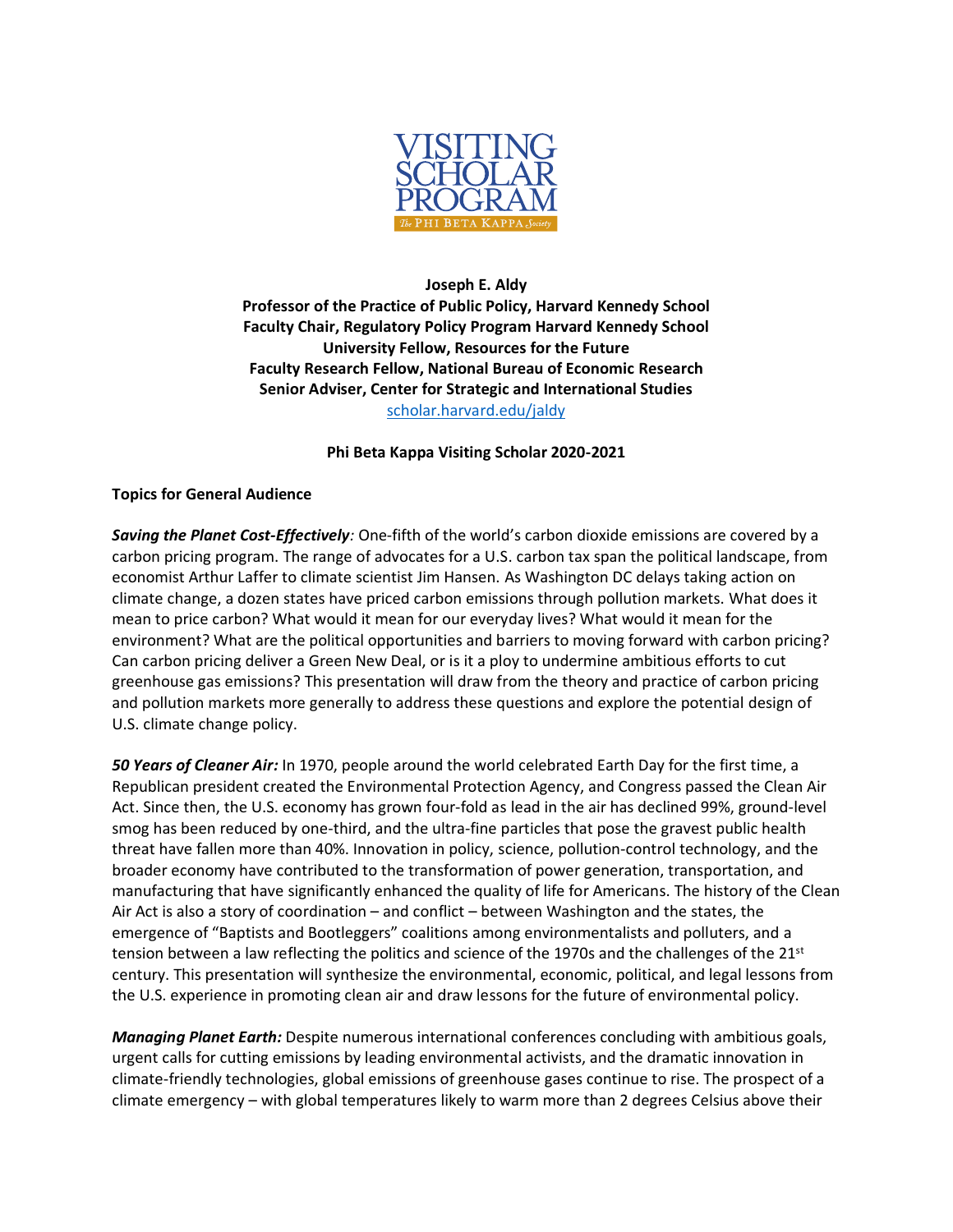**Joseph E. Aldy**
**Professor of the Practice of Public Policy, Harvard Kennedy School**
**Faculty Chair, Regulatory Policy Program Harvard Kennedy School**
**University Fellow, Resources for the Future**
**Faculty Research Fellow, National Bureau of Economic Research**
**Senior Adviser, Center for Strategic and International Studies**
[scholar.harvard.edu/jaldy](scholar.harvard.edu/jaldy)

**Phi Beta Kappa Visiting Scholar 2020-2021**

**Topics for General Audience**

***Saving the Planet Cost-Effectively**:* One-fifth of the world's carbon dioxide emissions are covered by a carbon pricing program. The range of advocates for a U.S. carbon tax span the political landscape, from economist Arthur Laffer to climate scientist Jim Hansen. As Washington DC delays taking action on climate change, a dozen states have priced carbon emissions through pollution markets. What does it mean to price carbon? What would it mean for our everyday lives? What would it mean for the environment? What are the political opportunities and barriers to moving forward with carbon pricing? Can carbon pricing deliver a Green New Deal, or is it a ploy to undermine ambitious efforts to cut greenhouse gas emissions? This presentation will draw from the theory and practice of carbon pricing and pollution markets more generally to address these questions and explore the potential design of U.S. climate change policy.

***50 Years of Cleaner Air:*** In 1970, people around the world celebrated Earth Day for the first time, a Republican president created the Environmental Protection Agency, and Congress passed the Clean Air Act. Since then, the U.S. economy has grown four-fold as lead in the air has declined 99%, ground-level smog has been reduced by one-third, and the ultra-fine particles that pose the gravest public health threat have fallen more than 40%. Innovation in policy, science, pollution-control technology, and the broader economy have contributed to the transformation of power generation, transportation, and manufacturing that have significantly enhanced the quality of life for Americans. The history of the Clean Air Act is also a story of coordination – and conflict – between Washington and the states, the emergence of "Baptists and Bootleggers" coalitions among environmentalists and polluters, and a tension between a law reflecting the politics and science of the 1970s and the challenges of the 21st century. This presentation will synthesize the environmental, economic, political, and legal lessons from the U.S. experience in promoting clean air and draw lessons for the future of environmental policy.

***Managing Planet Earth:*** Despite numerous international conferences concluding with ambitious goals, urgent calls for cutting emissions by leading environmental activists, and the dramatic innovation in climate-friendly technologies, global emissions of greenhouse gases continue to rise. The prospect of a climate emergency – with global temperatures likely to warm more than 2 degrees Celsius above their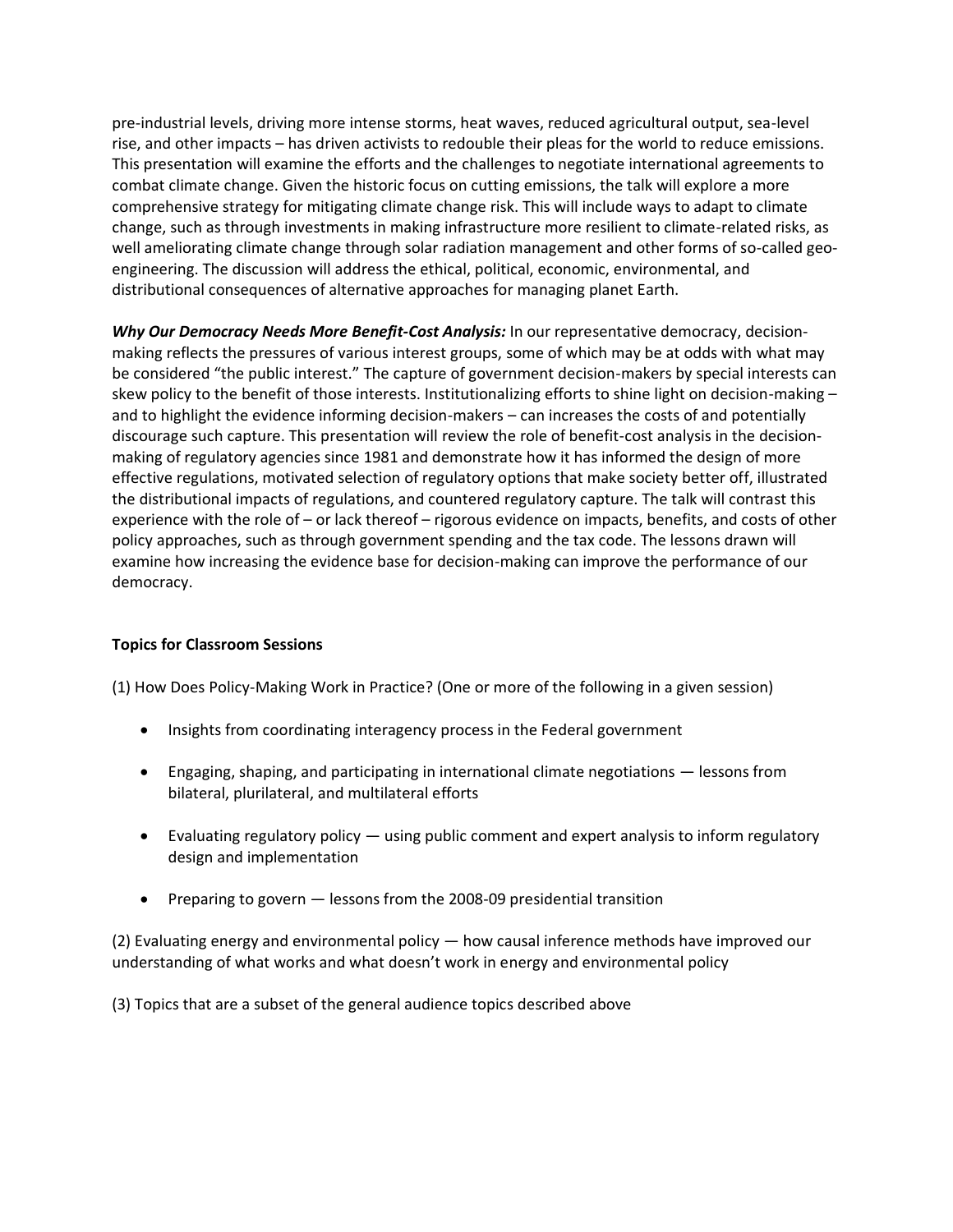pre-industrial levels, driving more intense storms, heat waves, reduced agricultural output, sea-level rise, and other impacts – has driven activists to redouble their pleas for the world to reduce emissions. This presentation will examine the efforts and the challenges to negotiate international agreements to combat climate change. Given the historic focus on cutting emissions, the talk will explore a more comprehensive strategy for mitigating climate change risk. This will include ways to adapt to climate change, such as through investments in making infrastructure more resilient to climate-related risks, as well ameliorating climate change through solar radiation management and other forms of so-called geo-engineering. The discussion will address the ethical, political, economic, environmental, and distributional consequences of alternative approaches for managing planet Earth.

***Why Our Democracy Needs More Benefit-Cost Analysis:*** In our representative democracy, decision-making reflects the pressures of various interest groups, some of which may be at odds with what may be considered "the public interest." The capture of government decision-makers by special interests can skew policy to the benefit of those interests. Institutionalizing efforts to shine light on decision-making – and to highlight the evidence informing decision-makers – can increases the costs of and potentially discourage such capture. This presentation will review the role of benefit-cost analysis in the decision-making of regulatory agencies since 1981 and demonstrate how it has informed the design of more effective regulations, motivated selection of regulatory options that make society better off, illustrated the distributional impacts of regulations, and countered regulatory capture. The talk will contrast this experience with the role of – or lack thereof – rigorous evidence on impacts, benefits, and costs of other policy approaches, such as through government spending and the tax code. The lessons drawn will examine how increasing the evidence base for decision-making can improve the performance of our democracy.

**Topics for Classroom Sessions**

(1) How Does Policy-Making Work in Practice? (One or more of the following in a given session)

- Insights from coordinating interagency process in the Federal government
- Engaging, shaping, and participating in international climate negotiations — lessons from bilateral, plurilateral, and multilateral efforts
- Evaluating regulatory policy — using public comment and expert analysis to inform regulatory design and implementation
- Preparing to govern — lessons from the 2008-09 presidential transition

(2) Evaluating energy and environmental policy — how causal inference methods have improved our understanding of what works and what doesn't work in energy and environmental policy

(3) Topics that are a subset of the general audience topics described above